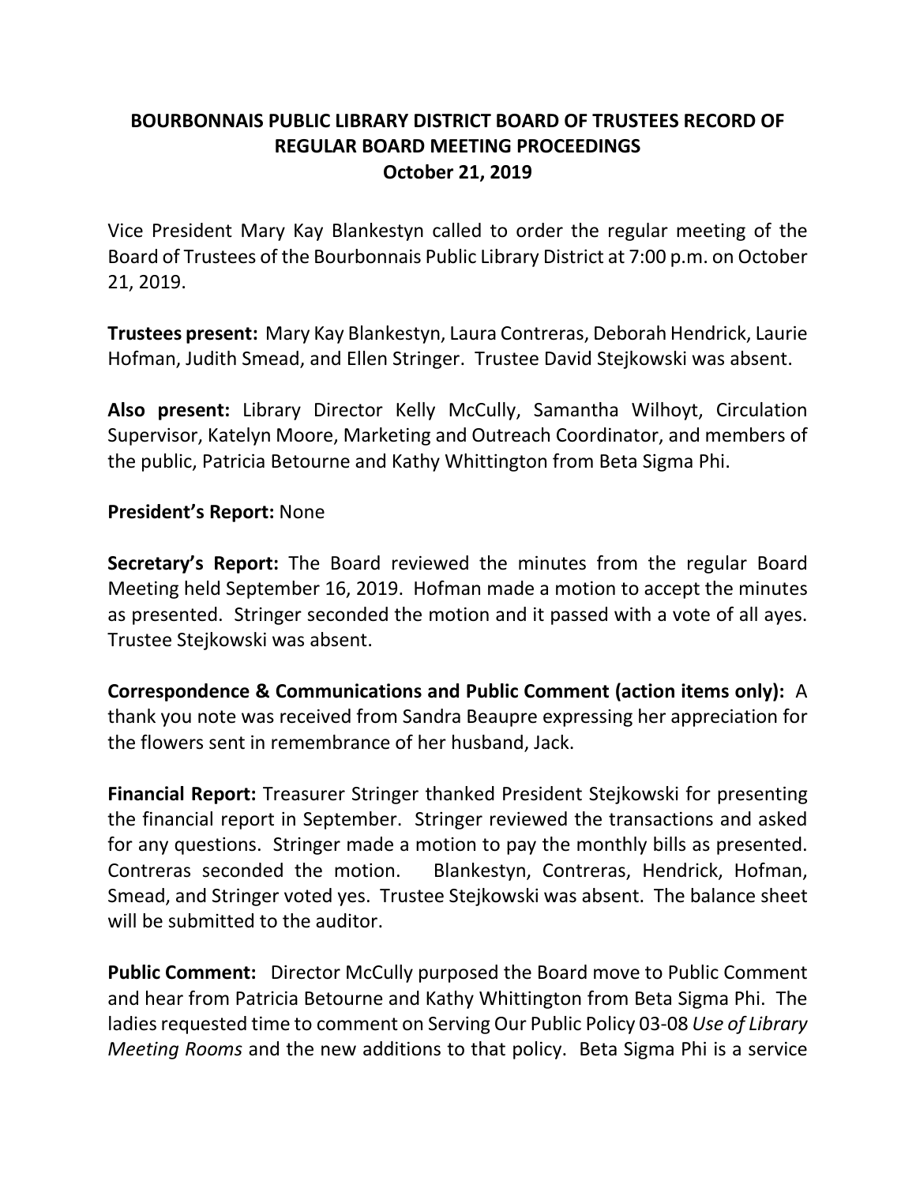# BOURBONNAIS PUBLIC LIBRARY DISTRICT BOARD OF TRUSTEES RECORD OF REGULAR BOARD MEETING PROCEEDINGS
## October 21, 2019

Vice President Mary Kay Blankestyn called to order the regular meeting of the Board of Trustees of the Bourbonnais Public Library District at 7:00 p.m. on October 21, 2019.

**Trustees present:** Mary Kay Blankestyn, Laura Contreras, Deborah Hendrick, Laurie Hofman, Judith Smead, and Ellen Stringer. Trustee David Stejkowski was absent.

**Also present:** Library Director Kelly McCully, Samantha Wilhoyt, Circulation Supervisor, Katelyn Moore, Marketing and Outreach Coordinator, and members of the public, Patricia Betourne and Kathy Whittington from Beta Sigma Phi.

**President's Report:** None

**Secretary's Report:** The Board reviewed the minutes from the regular Board Meeting held September 16, 2019. Hofman made a motion to accept the minutes as presented. Stringer seconded the motion and it passed with a vote of all ayes. Trustee Stejkowski was absent.

**Correspondence & Communications and Public Comment (action items only):** A thank you note was received from Sandra Beaupre expressing her appreciation for the flowers sent in remembrance of her husband, Jack.

**Financial Report:** Treasurer Stringer thanked President Stejkowski for presenting the financial report in September. Stringer reviewed the transactions and asked for any questions. Stringer made a motion to pay the monthly bills as presented. Contreras seconded the motion. Blankestyn, Contreras, Hendrick, Hofman, Smead, and Stringer voted yes. Trustee Stejkowski was absent. The balance sheet will be submitted to the auditor.

**Public Comment:** Director McCully purposed the Board move to Public Comment and hear from Patricia Betourne and Kathy Whittington from Beta Sigma Phi. The ladies requested time to comment on Serving Our Public Policy 03-08 *Use of Library Meeting Rooms* and the new additions to that policy. Beta Sigma Phi is a service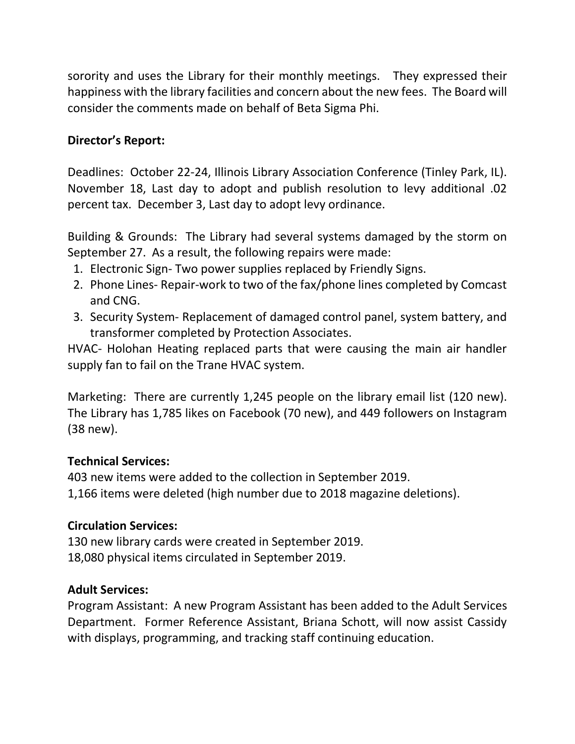sorority and uses the Library for their monthly meetings. They expressed their happiness with the library facilities and concern about the new fees. The Board will consider the comments made on behalf of Beta Sigma Phi.

**Director's Report:**

Deadlines: October 22-24, Illinois Library Association Conference (Tinley Park, IL). November 18, Last day to adopt and publish resolution to levy additional .02 percent tax. December 3, Last day to adopt levy ordinance.

Building & Grounds: The Library had several systems damaged by the storm on September 27. As a result, the following repairs were made:

1. Electronic Sign- Two power supplies replaced by Friendly Signs.
2. Phone Lines- Repair-work to two of the fax/phone lines completed by Comcast and CNG.
3. Security System- Replacement of damaged control panel, system battery, and transformer completed by Protection Associates.

HVAC- Holohan Heating replaced parts that were causing the main air handler supply fan to fail on the Trane HVAC system.

Marketing: There are currently 1,245 people on the library email list (120 new). The Library has 1,785 likes on Facebook (70 new), and 449 followers on Instagram (38 new).

**Technical Services:**

403 new items were added to the collection in September 2019.
1,166 items were deleted (high number due to 2018 magazine deletions).

**Circulation Services:**

130 new library cards were created in September 2019.
18,080 physical items circulated in September 2019.

**Adult Services:**

Program Assistant: A new Program Assistant has been added to the Adult Services Department. Former Reference Assistant, Briana Schott, will now assist Cassidy with displays, programming, and tracking staff continuing education.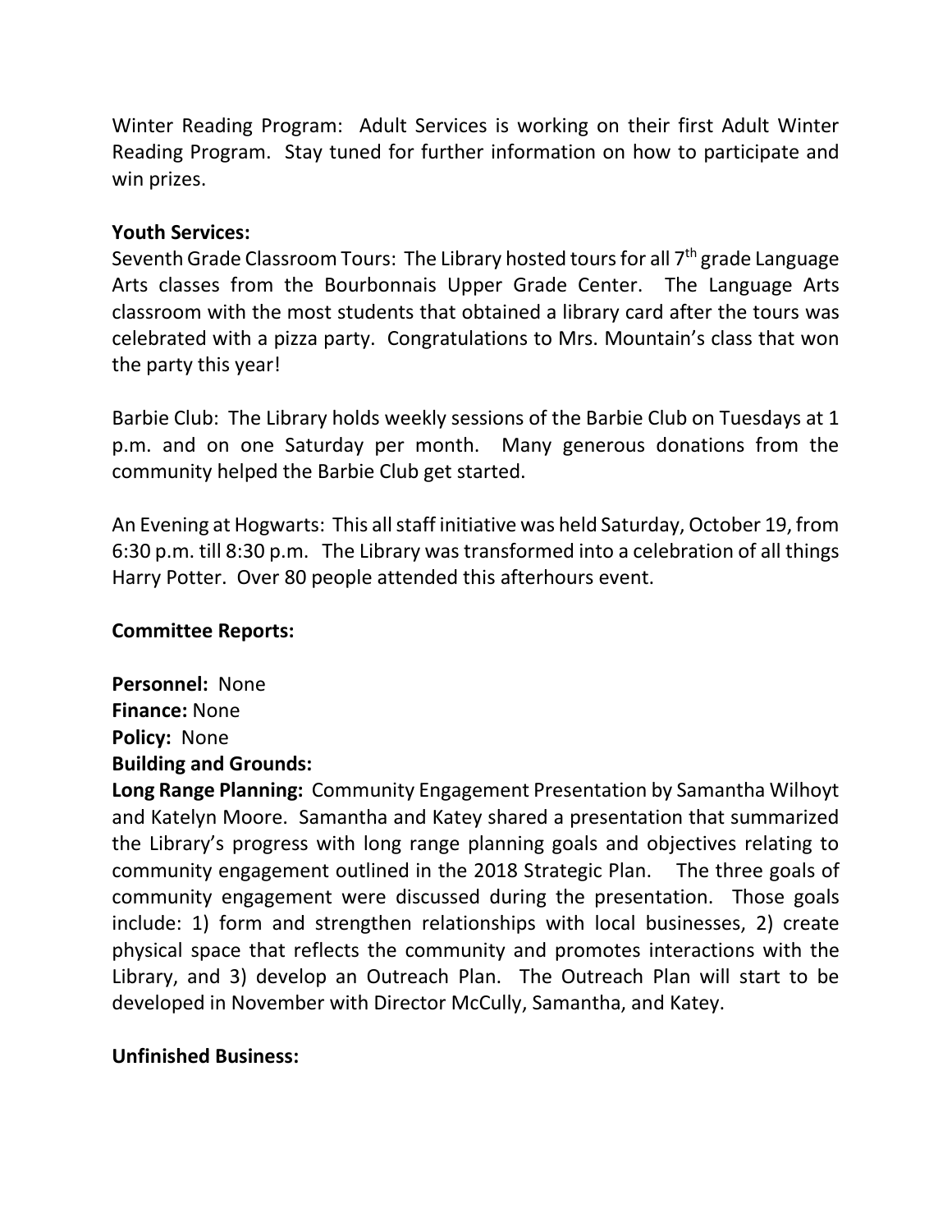Winter Reading Program: Adult Services is working on their first Adult Winter Reading Program. Stay tuned for further information on how to participate and win prizes.

**Youth Services:**

Seventh Grade Classroom Tours: The Library hosted tours for all 7th grade Language Arts classes from the Bourbonnais Upper Grade Center. The Language Arts classroom with the most students that obtained a library card after the tours was celebrated with a pizza party. Congratulations to Mrs. Mountain's class that won the party this year!

Barbie Club: The Library holds weekly sessions of the Barbie Club on Tuesdays at 1 p.m. and on one Saturday per month. Many generous donations from the community helped the Barbie Club get started.

An Evening at Hogwarts: This all staff initiative was held Saturday, October 19, from 6:30 p.m. till 8:30 p.m. The Library was transformed into a celebration of all things Harry Potter. Over 80 people attended this afterhours event.

**Committee Reports:**

**Personnel:** None
**Finance:** None
**Policy:** None
**Building and Grounds:**
**Long Range Planning:** Community Engagement Presentation by Samantha Wilhoyt and Katelyn Moore. Samantha and Katey shared a presentation that summarized the Library's progress with long range planning goals and objectives relating to community engagement outlined in the 2018 Strategic Plan. The three goals of community engagement were discussed during the presentation. Those goals include: 1) form and strengthen relationships with local businesses, 2) create physical space that reflects the community and promotes interactions with the Library, and 3) develop an Outreach Plan. The Outreach Plan will start to be developed in November with Director McCully, Samantha, and Katey.

**Unfinished Business:**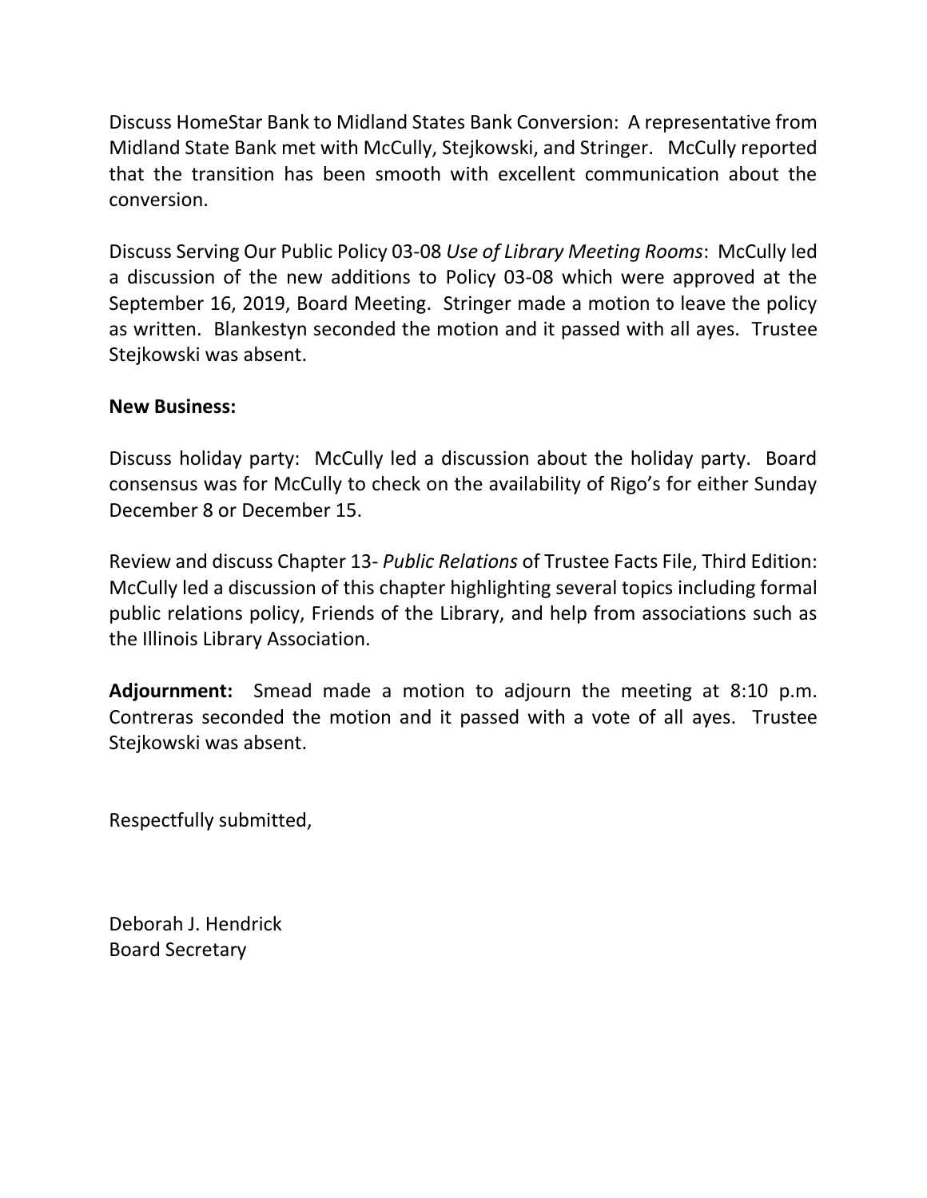Discuss HomeStar Bank to Midland States Bank Conversion: A representative from Midland State Bank met with McCully, Stejkowski, and Stringer. McCully reported that the transition has been smooth with excellent communication about the conversion.

Discuss Serving Our Public Policy 03-08 *Use of Library Meeting Rooms*: McCully led a discussion of the new additions to Policy 03-08 which were approved at the September 16, 2019, Board Meeting. Stringer made a motion to leave the policy as written. Blankestyn seconded the motion and it passed with all ayes. Trustee Stejkowski was absent.

**New Business:**

Discuss holiday party: McCully led a discussion about the holiday party. Board consensus was for McCully to check on the availability of Rigo's for either Sunday December 8 or December 15.

Review and discuss Chapter 13- *Public Relations* of Trustee Facts File, Third Edition: McCully led a discussion of this chapter highlighting several topics including formal public relations policy, Friends of the Library, and help from associations such as the Illinois Library Association.

**Adjournment:** Smead made a motion to adjourn the meeting at 8:10 p.m. Contreras seconded the motion and it passed with a vote of all ayes. Trustee Stejkowski was absent.

Respectfully submitted,

Deborah J. Hendrick
Board Secretary